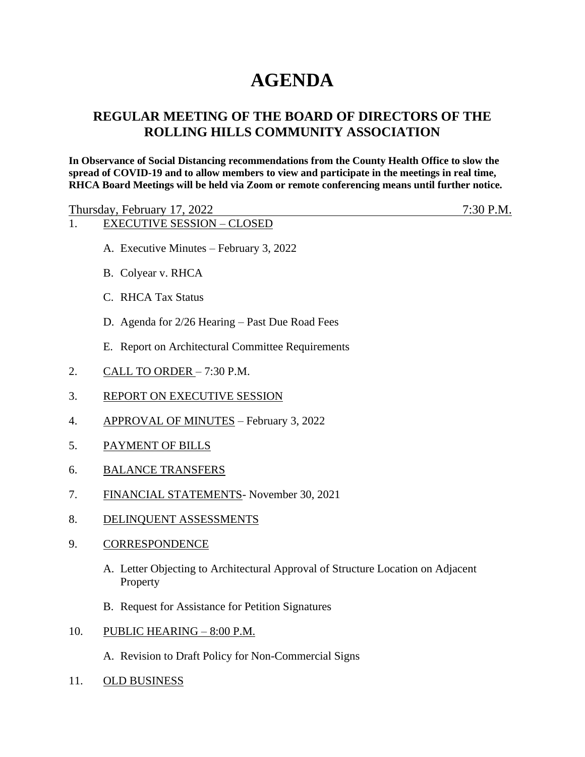# AGENDA

## REGULAR MEETING OF THE BOARD OF DIRECTORS OF THE ROLLING HILLS COMMUNITY ASSOCIATION

**In Observance of Social Distancing recommendations from the County Health Office to slow the spread of COVID-19 and to allow members to view and participate in the meetings in real time, RHCA Board Meetings will be held via Zoom or remote conferencing means until further notice.**

Thursday, February 17, 2022 7:30 P.M.

1. EXECUTIVE SESSION – CLOSED

   A. Executive Minutes – February 3, 2022

   B. Colyear v. RHCA

   C. RHCA Tax Status

   D. Agenda for 2/26 Hearing – Past Due Road Fees

   E. Report on Architectural Committee Requirements

2. CALL TO ORDER – 7:30 P.M.

3. REPORT ON EXECUTIVE SESSION

4. APPROVAL OF MINUTES – February 3, 2022

5. PAYMENT OF BILLS

6. BALANCE TRANSFERS

7. FINANCIAL STATEMENTS- November 30, 2021

8. DELINQUENT ASSESSMENTS

9. CORRESPONDENCE

   A. Letter Objecting to Architectural Approval of Structure Location on Adjacent Property

   B. Request for Assistance for Petition Signatures

10. PUBLIC HEARING – 8:00 P.M.

    A. Revision to Draft Policy for Non-Commercial Signs

11. OLD BUSINESS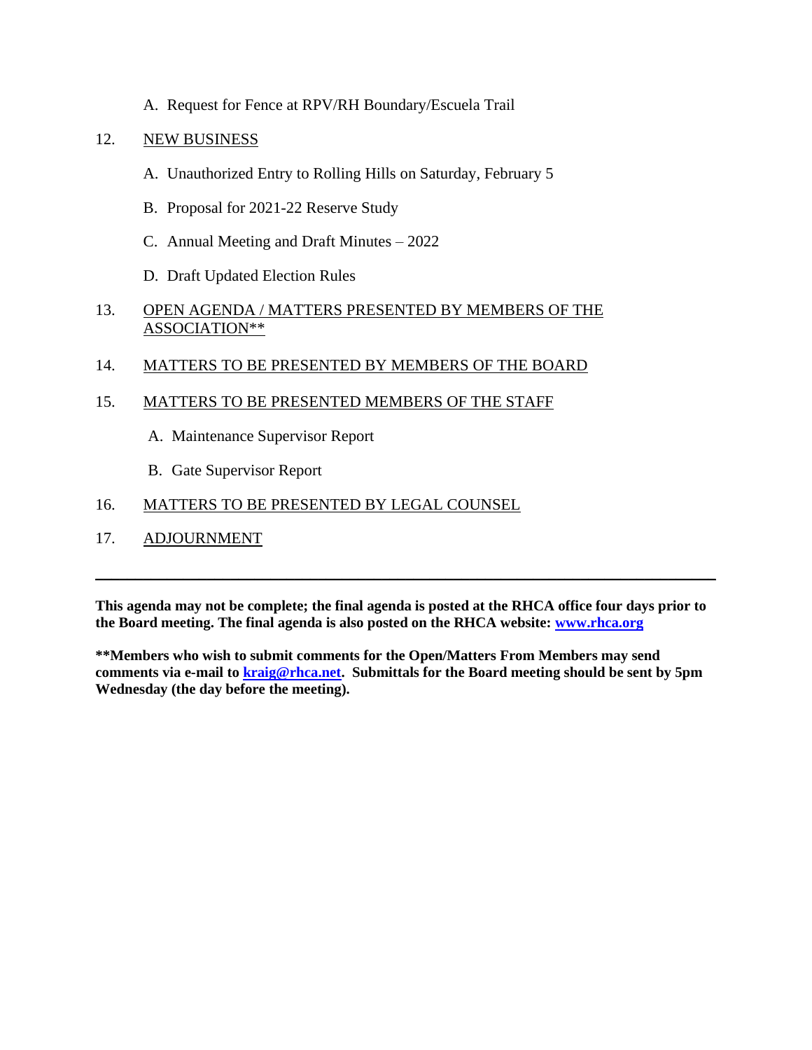A. Request for Fence at RPV/RH Boundary/Escuela Trail

12. NEW BUSINESS

    A. Unauthorized Entry to Rolling Hills on Saturday, February 5

    B. Proposal for 2021-22 Reserve Study

    C. Annual Meeting and Draft Minutes – 2022

    D. Draft Updated Election Rules

13. OPEN AGENDA / MATTERS PRESENTED BY MEMBERS OF THE ASSOCIATION**

14. MATTERS TO BE PRESENTED BY MEMBERS OF THE BOARD

15. MATTERS TO BE PRESENTED MEMBERS OF THE STAFF

    A. Maintenance Supervisor Report

    B. Gate Supervisor Report

16. MATTERS TO BE PRESENTED BY LEGAL COUNSEL

17. ADJOURNMENT

---

**This agenda may not be complete; the final agenda is posted at the RHCA office four days prior to the Board meeting. The final agenda is also posted on the RHCA website: www.rhca.org**

****Members who wish to submit comments for the Open/Matters From Members may send comments via e-mail to kraig@rhca.net. Submittals for the Board meeting should be sent by 5pm Wednesday (the day before the meeting).**